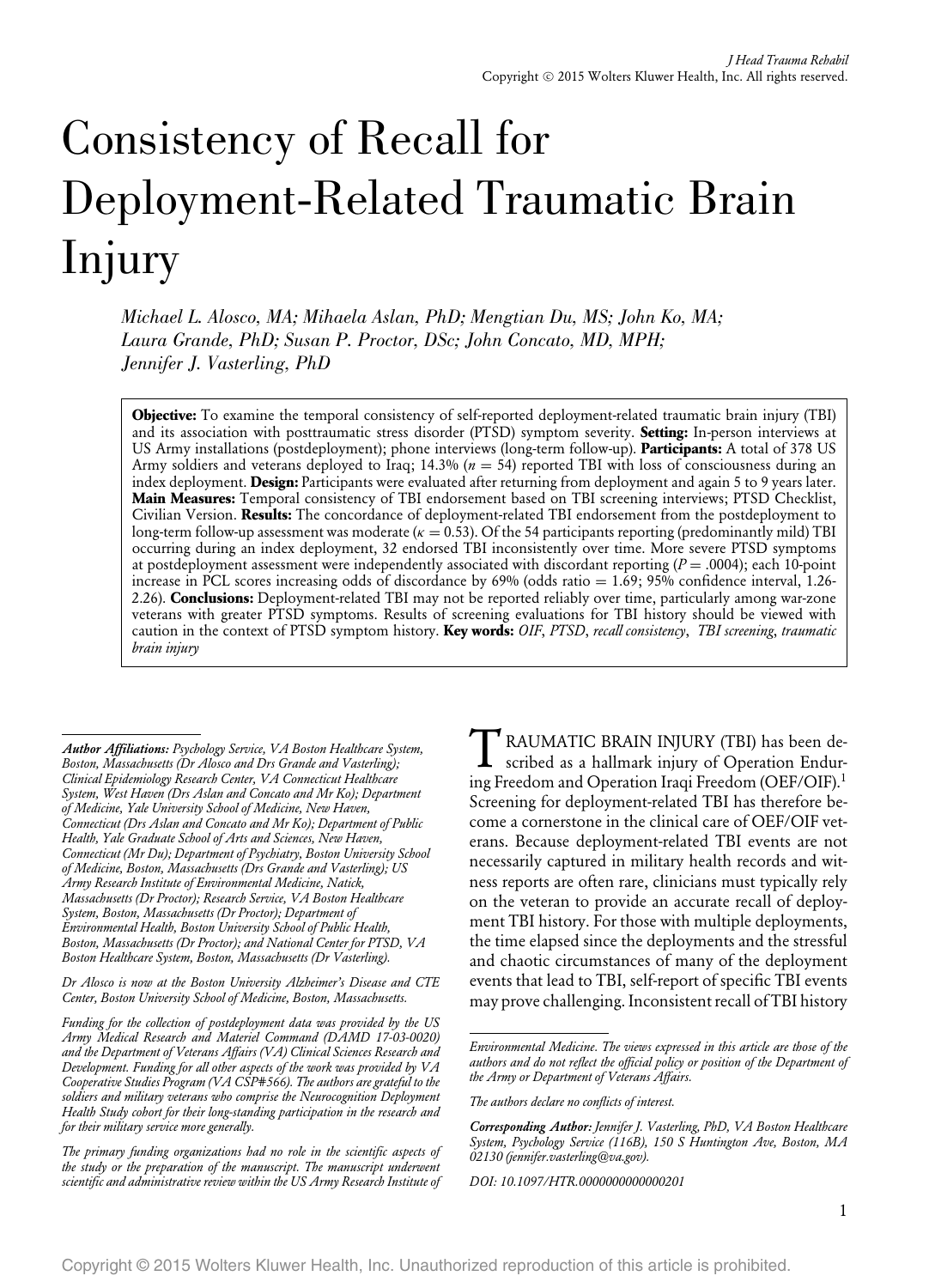# Consistency of Recall for Deployment-Related Traumatic Brain Injury

*Michael L. Alosco, MA; Mihaela Aslan, PhD; Mengtian Du, MS; John Ko, MA; Laura Grande, PhD; Susan P. Proctor, DSc; John Concato, MD, MPH; Jennifer J. Vasterling, PhD*

**Objective:** To examine the temporal consistency of self-reported deployment-related traumatic brain injury (TBI) and its association with posttraumatic stress disorder (PTSD) symptom severity. **Setting:** In-person interviews at US Army installations (postdeployment); phone interviews (long-term follow-up). **Participants:** A total of 378 US Army soldiers and veterans deployed to Iraq; 14.3% ($n = 54$) reported TBI with loss of consciousness during an index deployment. **Design:** Participants were evaluated after returning from deployment and again 5 to 9 years later. **Main Measures:** Temporal consistency of TBI endorsement based on TBI screening interviews; PTSD Checklist, Civilian Version. **Results:** The concordance of deployment-related TBI endorsement from the postdeployment to long-term follow-up assessment was moderate ($\kappa = 0.53$). Of the 54 participants reporting (predominantly mild) TBI occurring during an index deployment, 32 endorsed TBI inconsistently over time. More severe PTSD symptoms at postdeployment assessment were independently associated with discordant reporting ($P = .0004$); each 10-point increase in PCL scores increasing odds of discordance by 69% (odds ratio = 1.69; 95% confidence interval, 1.26-2.26). **Conclusions:** Deployment-related TBI may not be reported reliably over time, particularly among war-zone veterans with greater PTSD symptoms. Results of screening evaluations for TBI history should be viewed with caution in the context of PTSD symptom history. **Key words:** *OIF*, *PTSD*, *recall consistency*, *TBI screening*, *traumatic brain injury*

TRAUMATIC BRAIN INJURY (TBI) has been described as a hallmark injury of Operation Enduring Freedom and Operation Iraqi Freedom (OEF/OIF).[1] Screening for deployment-related TBI has therefore become a cornerstone in the clinical care of OEF/OIF veterans. Because deployment-related TBI events are not necessarily captured in military health records and witness reports are often rare, clinicians must typically rely on the veteran to provide an accurate recall of deployment TBI history. For those with multiple deployments, the time elapsed since the deployments and the stressful and chaotic circumstances of many of the deployment events that lead to TBI, self-report of specific TBI events may prove challenging. Inconsistent recall of TBI history

*Author Affiliations: Psychology Service, VA Boston Healthcare System, Boston, Massachusetts (Dr Alosco and Drs Grande and Vasterling); Clinical Epidemiology Research Center, VA Connecticut Healthcare System, West Haven (Drs Aslan and Concato and Mr Ko); Department of Medicine, Yale University School of Medicine, New Haven, Connecticut (Drs Aslan and Concato and Mr Ko); Department of Public Health, Yale Graduate School of Arts and Sciences, New Haven, Connecticut (Mr Du); Department of Psychiatry, Boston University School of Medicine, Boston, Massachusetts (Drs Grande and Vasterling); US Army Research Institute of Environmental Medicine, Natick, Massachusetts (Dr Proctor); Research Service, VA Boston Healthcare System, Boston, Massachusetts (Dr Proctor); Department of Environmental Health, Boston University School of Public Health, Boston, Massachusetts (Dr Proctor); and National Center for PTSD, VA Boston Healthcare System, Boston, Massachusetts (Dr Vasterling).*

*Dr Alosco is now at the Boston University Alzheimer's Disease and CTE Center, Boston University School of Medicine, Boston, Massachusetts.*

*Funding for the collection of postdeployment data was provided by the US Army Medical Research and Materiel Command (DAMD 17-03-0020) and the Department of Veterans Affairs (VA) Clinical Sciences Research and Development. Funding for all other aspects of the work was provided by VA Cooperative Studies Program (VA CSP#566). The authors are grateful to the soldiers and military veterans who comprise the Neurocognition Deployment Health Study cohort for their long-standing participation in the research and for their military service more generally.*

*The primary funding organizations had no role in the scientific aspects of the study or the preparation of the manuscript. The manuscript underwent scientific and administrative review within the US Army Research Institute of Environmental Medicine. The views expressed in this article are those of the authors and do not reflect the official policy or position of the Department of the Army or Department of Veterans Affairs.*

*The authors declare no conflicts of interest.*

***Corresponding Author:** Jennifer J. Vasterling, PhD, VA Boston Healthcare System, Psychology Service (116B), 150 S Huntington Ave, Boston, MA 02130 (jennifer.vasterling@va.gov).*

*DOI: 10.1097/HTR.0000000000000201*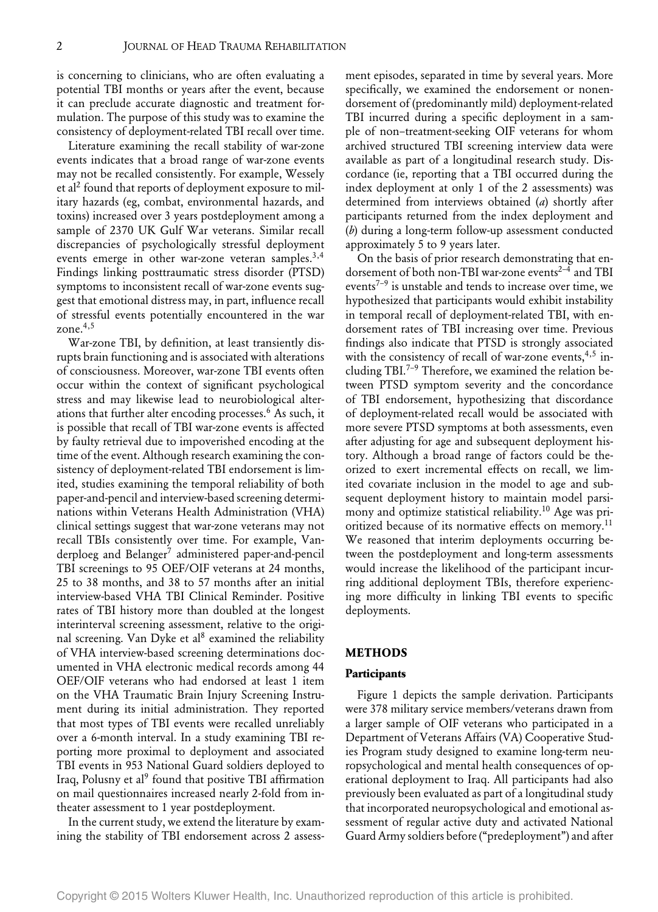is concerning to clinicians, who are often evaluating a potential TBI months or years after the event, because it can preclude accurate diagnostic and treatment formulation. The purpose of this study was to examine the consistency of deployment-related TBI recall over time.

Literature examining the recall stability of war-zone events indicates that a broad range of war-zone events may not be recalled consistently. For example, Wessely et al[2] found that reports of deployment exposure to military hazards (eg, combat, environmental hazards, and toxins) increased over 3 years postdeployment among a sample of 2370 UK Gulf War veterans. Similar recall discrepancies of psychologically stressful deployment events emerge in other war-zone veteran samples.[3,4] Findings linking posttraumatic stress disorder (PTSD) symptoms to inconsistent recall of war-zone events suggest that emotional distress may, in part, influence recall of stressful events potentially encountered in the war zone.[4,5]

War-zone TBI, by definition, at least transiently disrupts brain functioning and is associated with alterations of consciousness. Moreover, war-zone TBI events often occur within the context of significant psychological stress and may likewise lead to neurobiological alterations that further alter encoding processes.[6] As such, it is possible that recall of TBI war-zone events is affected by faulty retrieval due to impoverished encoding at the time of the event. Although research examining the consistency of deployment-related TBI endorsement is limited, studies examining the temporal reliability of both paper-and-pencil and interview-based screening determinations within Veterans Health Administration (VHA) clinical settings suggest that war-zone veterans may not recall TBIs consistently over time. For example, Vanderploeg and Belanger[7] administered paper-and-pencil TBI screenings to 95 OEF/OIF veterans at 24 months, 25 to 38 months, and 38 to 57 months after an initial interview-based VHA TBI Clinical Reminder. Positive rates of TBI history more than doubled at the longest interinterval screening assessment, relative to the original screening. Van Dyke et al[8] examined the reliability of VHA interview-based screening determinations documented in VHA electronic medical records among 44 OEF/OIF veterans who had endorsed at least 1 item on the VHA Traumatic Brain Injury Screening Instrument during its initial administration. They reported that most types of TBI events were recalled unreliably over a 6-month interval. In a study examining TBI reporting more proximal to deployment and associated TBI events in 953 National Guard soldiers deployed to Iraq, Polusny et al[9] found that positive TBI affirmation on mail questionnaires increased nearly 2-fold from in-theater assessment to 1 year postdeployment.

In the current study, we extend the literature by examining the stability of TBI endorsement across 2 assessment episodes, separated in time by several years. More specifically, we examined the endorsement or nonendorsement of (predominantly mild) deployment-related TBI incurred during a specific deployment in a sample of non–treatment-seeking OIF veterans for whom archived structured TBI screening interview data were available as part of a longitudinal research study. Discordance (ie, reporting that a TBI occurred during the index deployment at only 1 of the 2 assessments) was determined from interviews obtained (*a*) shortly after participants returned from the index deployment and (*b*) during a long-term follow-up assessment conducted approximately 5 to 9 years later.

On the basis of prior research demonstrating that endorsement of both non-TBI war-zone events[2–4] and TBI events[7–9] is unstable and tends to increase over time, we hypothesized that participants would exhibit instability in temporal recall of deployment-related TBI, with endorsement rates of TBI increasing over time. Previous findings also indicate that PTSD is strongly associated with the consistency of recall of war-zone events,[4,5] including TBI.[7–9] Therefore, we examined the relation between PTSD symptom severity and the concordance of TBI endorsement, hypothesizing that discordance of deployment-related recall would be associated with more severe PTSD symptoms at both assessments, even after adjusting for age and subsequent deployment history. Although a broad range of factors could be theorized to exert incremental effects on recall, we limited covariate inclusion in the model to age and subsequent deployment history to maintain model parsimony and optimize statistical reliability.[10] Age was prioritized because of its normative effects on memory.[11] We reasoned that interim deployments occurring between the postdeployment and long-term assessments would increase the likelihood of the participant incurring additional deployment TBIs, therefore experiencing more difficulty in linking TBI events to specific deployments.

## METHODS

### Participants

Figure 1 depicts the sample derivation. Participants were 378 military service members/veterans drawn from a larger sample of OIF veterans who participated in a Department of Veterans Affairs (VA) Cooperative Studies Program study designed to examine long-term neuropsychological and mental health consequences of operational deployment to Iraq. All participants had also previously been evaluated as part of a longitudinal study that incorporated neuropsychological and emotional assessment of regular active duty and activated National Guard Army soldiers before ("predeployment") and after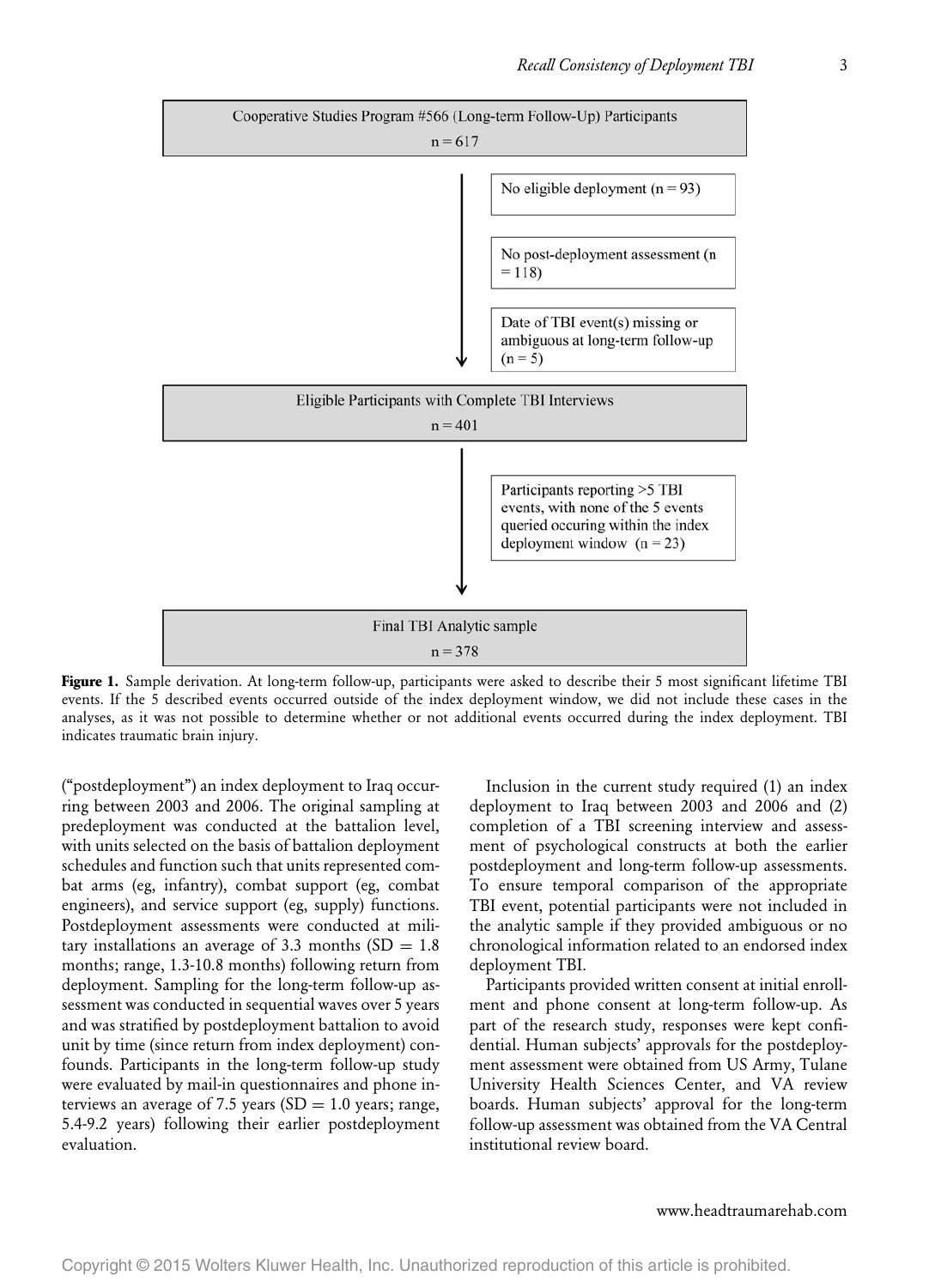Cooperative Studies Program #566 (Long-term Follow-Up) Participants
n = 617

- No eligible deployment (n = 93)
- No post-deployment assessment (n = 118)
- Date of TBI event(s) missing or ambiguous at long-term follow-up (n = 5)

Eligible Participants with Complete TBI Interviews
n = 401

- Participants reporting >5 TBI events, with none of the 5 events queried occuring within the index deployment window (n = 23)

Final TBI Analytic sample
n = 378

**Figure 1.** Sample derivation. At long-term follow-up, participants were asked to describe their 5 most significant lifetime TBI events. If the 5 described events occurred outside of the index deployment window, we did not include these cases in the analyses, as it was not possible to determine whether or not additional events occurred during the index deployment. TBI indicates traumatic brain injury.

("postdeployment") an index deployment to Iraq occurring between 2003 and 2006. The original sampling at predeployment was conducted at the battalion level, with units selected on the basis of battalion deployment schedules and function such that units represented combat arms (eg, infantry), combat support (eg, combat engineers), and service support (eg, supply) functions. Postdeployment assessments were conducted at military installations an average of 3.3 months (SD = 1.8 months; range, 1.3-10.8 months) following return from deployment. Sampling for the long-term follow-up assessment was conducted in sequential waves over 5 years and was stratified by postdeployment battalion to avoid unit by time (since return from index deployment) confounds. Participants in the long-term follow-up study were evaluated by mail-in questionnaires and phone interviews an average of 7.5 years (SD = 1.0 years; range, 5.4-9.2 years) following their earlier postdeployment evaluation.

Inclusion in the current study required (1) an index deployment to Iraq between 2003 and 2006 and (2) completion of a TBI screening interview and assessment of psychological constructs at both the earlier postdeployment and long-term follow-up assessments. To ensure temporal comparison of the appropriate TBI event, potential participants were not included in the analytic sample if they provided ambiguous or no chronological information related to an endorsed index deployment TBI.

Participants provided written consent at initial enrollment and phone consent at long-term follow-up. As part of the research study, responses were kept confidential. Human subjects' approvals for the postdeployment assessment were obtained from US Army, Tulane University Health Sciences Center, and VA review boards. Human subjects' approval for the long-term follow-up assessment was obtained from the VA Central institutional review board.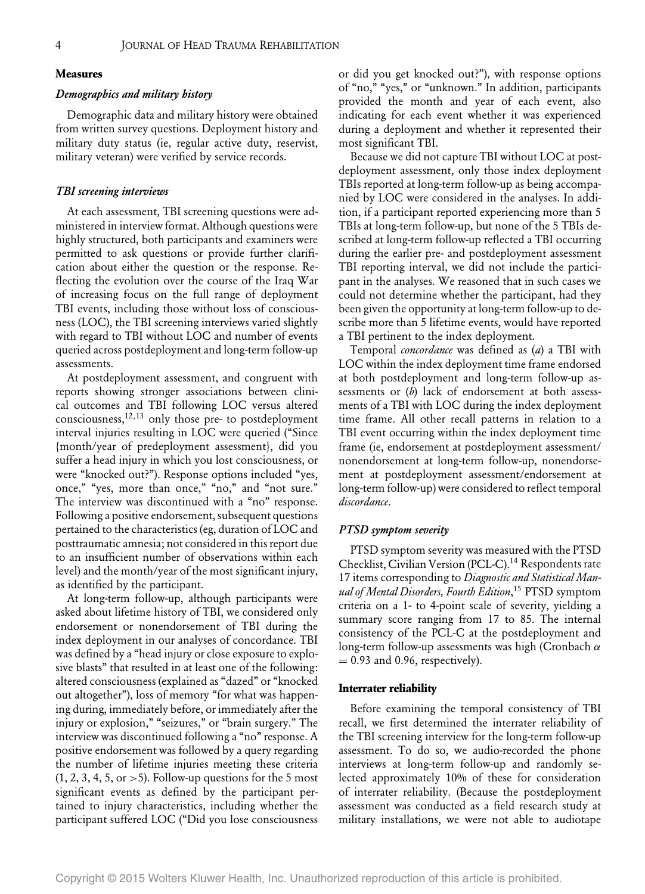## Measures

### *Demographics and military history*

Demographic data and military history were obtained from written survey questions. Deployment history and military duty status (ie, regular active duty, reservist, military veteran) were verified by service records.

### *TBI screening interviews*

At each assessment, TBI screening questions were administered in interview format. Although questions were highly structured, both participants and examiners were permitted to ask questions or provide further clarification about either the question or the response. Reflecting the evolution over the course of the Iraq War of increasing focus on the full range of deployment TBI events, including those without loss of consciousness (LOC), the TBI screening interviews varied slightly with regard to TBI without LOC and number of events queried across postdeployment and long-term follow-up assessments.

At postdeployment assessment, and congruent with reports showing stronger associations between clinical outcomes and TBI following LOC versus altered consciousness,[12,13] only those pre- to postdeployment interval injuries resulting in LOC were queried ("Since {month/year of predeployment assessment}, did you suffer a head injury in which you lost consciousness, or were "knocked out?"). Response options included "yes, once," "yes, more than once," "no," and "not sure." The interview was discontinued with a "no" response. Following a positive endorsement, subsequent questions pertained to the characteristics (eg, duration of LOC and posttraumatic amnesia; not considered in this report due to an insufficient number of observations within each level) and the month/year of the most significant injury, as identified by the participant.

At long-term follow-up, although participants were asked about lifetime history of TBI, we considered only endorsement or nonendorsement of TBI during the index deployment in our analyses of concordance. TBI was defined by a "head injury or close exposure to explosive blasts" that resulted in at least one of the following: altered consciousness (explained as "dazed" or "knocked out altogether"), loss of memory "for what was happening during, immediately before, or immediately after the injury or explosion," "seizures," or "brain surgery." The interview was discontinued following a "no" response. A positive endorsement was followed by a query regarding the number of lifetime injuries meeting these criteria (1, 2, 3, 4, 5, or >5). Follow-up questions for the 5 most significant events as defined by the participant pertained to injury characteristics, including whether the participant suffered LOC ("Did you lose consciousness or did you get knocked out?"), with response options of "no," "yes," or "unknown." In addition, participants provided the month and year of each event, also indicating for each event whether it was experienced during a deployment and whether it represented their most significant TBI.

Because we did not capture TBI without LOC at postdeployment assessment, only those index deployment TBIs reported at long-term follow-up as being accompanied by LOC were considered in the analyses. In addition, if a participant reported experiencing more than 5 TBIs at long-term follow-up, but none of the 5 TBIs described at long-term follow-up reflected a TBI occurring during the earlier pre- and postdeployment assessment TBI reporting interval, we did not include the participant in the analyses. We reasoned that in such cases we could not determine whether the participant, had they been given the opportunity at long-term follow-up to describe more than 5 lifetime events, would have reported a TBI pertinent to the index deployment.

Temporal *concordance* was defined as (*a*) a TBI with LOC within the index deployment time frame endorsed at both postdeployment and long-term follow-up assessments or (*b*) lack of endorsement at both assessments of a TBI with LOC during the index deployment time frame. All other recall patterns in relation to a TBI event occurring within the index deployment time frame (ie, endorsement at postdeployment assessment/nonendorsement at long-term follow-up, nonendorsement at postdeployment assessment/endorsement at long-term follow-up) were considered to reflect temporal *discordance*.

### *PTSD symptom severity*

PTSD symptom severity was measured with the PTSD Checklist, Civilian Version (PCL-C).[14] Respondents rate 17 items corresponding to *Diagnostic and Statistical Manual of Mental Disorders, Fourth Edition*,[15] PTSD symptom criteria on a 1- to 4-point scale of severity, yielding a summary score ranging from 17 to 85. The internal consistency of the PCL-C at the postdeployment and long-term follow-up assessments was high (Cronbach $\alpha = 0.93$ and 0.96, respectively).

## Interrater reliability

Before examining the temporal consistency of TBI recall, we first determined the interrater reliability of the TBI screening interview for the long-term follow-up assessment. To do so, we audio-recorded the phone interviews at long-term follow-up and randomly selected approximately 10% of these for consideration of interrater reliability. (Because the postdeployment assessment was conducted as a field research study at military installations, we were not able to audiotape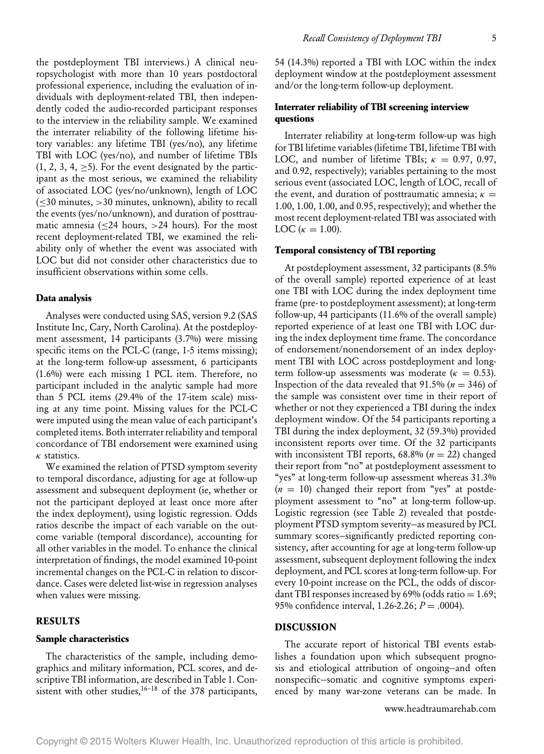the postdeployment TBI interviews.) A clinical neuropsychologist with more than 10 years postdoctoral professional experience, including the evaluation of individuals with deployment-related TBI, then independently coded the audio-recorded participant responses to the interview in the reliability sample. We examined the interrater reliability of the following lifetime history variables: any lifetime TBI (yes/no), any lifetime TBI with LOC (yes/no), and number of lifetime TBIs (1, 2, 3, 4, $\geq$5). For the event designated by the participant as the most serious, we examined the reliability of associated LOC (yes/no/unknown), length of LOC ($\leq$30 minutes, >30 minutes, unknown), ability to recall the events (yes/no/unknown), and duration of posttraumatic amnesia ($\leq$24 hours, >24 hours). For the most recent deployment-related TBI, we examined the reliability only of whether the event was associated with LOC but did not consider other characteristics due to insufficient observations within some cells.

### Data analysis

Analyses were conducted using SAS, version 9.2 (SAS Institute Inc, Cary, North Carolina). At the postdeployment assessment, 14 participants (3.7%) were missing specific items on the PCL-C (range, 1-5 items missing); at the long-term follow-up assessment, 6 participants (1.6%) were each missing 1 PCL item. Therefore, no participant included in the analytic sample had more than 5 PCL items (29.4% of the 17-item scale) missing at any time point. Missing values for the PCL-C were imputed using the mean value of each participant's completed items. Both interrater reliability and temporal concordance of TBI endorsement were examined using $\kappa$ statistics.

We examined the relation of PTSD symptom severity to temporal discordance, adjusting for age at follow-up assessment and subsequent deployment (ie, whether or not the participant deployed at least once more after the index deployment), using logistic regression. Odds ratios describe the impact of each variable on the outcome variable (temporal discordance), accounting for all other variables in the model. To enhance the clinical interpretation of findings, the model examined 10-point incremental changes on the PCL-C in relation to discordance. Cases were deleted list-wise in regression analyses when values were missing.

## RESULTS

### Sample characteristics

The characteristics of the sample, including demographics and military information, PCL scores, and descriptive TBI information, are described in Table 1. Consistent with other studies,[16–18] of the 378 participants, 54 (14.3%) reported a TBI with LOC within the index deployment window at the postdeployment assessment and/or the long-term follow-up deployment.

### Interrater reliability of TBI screening interview questions

Interrater reliability at long-term follow-up was high for TBI lifetime variables (lifetime TBI, lifetime TBI with LOC, and number of lifetime TBIs; $\kappa$ = 0.97, 0.97, and 0.92, respectively); variables pertaining to the most serious event (associated LOC, length of LOC, recall of the event, and duration of posttraumatic amnesia; $\kappa$ = 1.00, 1.00, 1.00, and 0.95, respectively); and whether the most recent deployment-related TBI was associated with LOC ($\kappa$ = 1.00).

### Temporal consistency of TBI reporting

At postdeployment assessment, 32 participants (8.5% of the overall sample) reported experience of at least one TBI with LOC during the index deployment time frame (pre- to postdeployment assessment); at long-term follow-up, 44 participants (11.6% of the overall sample) reported experience of at least one TBI with LOC during the index deployment time frame. The concordance of endorsement/nonendorsement of an index deployment TBI with LOC across postdeployment and long-term follow-up assessments was moderate ($\kappa$ = 0.53). Inspection of the data revealed that 91.5% ($n$ = 346) of the sample was consistent over time in their report of whether or not they experienced a TBI during the index deployment window. Of the 54 participants reporting a TBI during the index deployment, 32 (59.3%) provided inconsistent reports over time. Of the 32 participants with inconsistent TBI reports, 68.8% ($n$ = 22) changed their report from "no" at postdeployment assessment to "yes" at long-term follow-up assessment whereas 31.3% ($n$ = 10) changed their report from "yes" at postdeployment assessment to "no" at long-term follow-up. Logistic regression (see Table 2) revealed that postdeployment PTSD symptom severity—as measured by PCL summary scores—significantly predicted reporting consistency, after accounting for age at long-term follow-up assessment, subsequent deployment following the index deployment, and PCL scores at long-term follow-up. For every 10-point increase on the PCL, the odds of discordant TBI responses increased by 69% (odds ratio = 1.69; 95% confidence interval, 1.26-2.26; $P$ = .0004).

## DISCUSSION

The accurate report of historical TBI events establishes a foundation upon which subsequent prognosis and etiological attribution of ongoing—and often nonspecific—somatic and cognitive symptoms experienced by many war-zone veterans can be made. In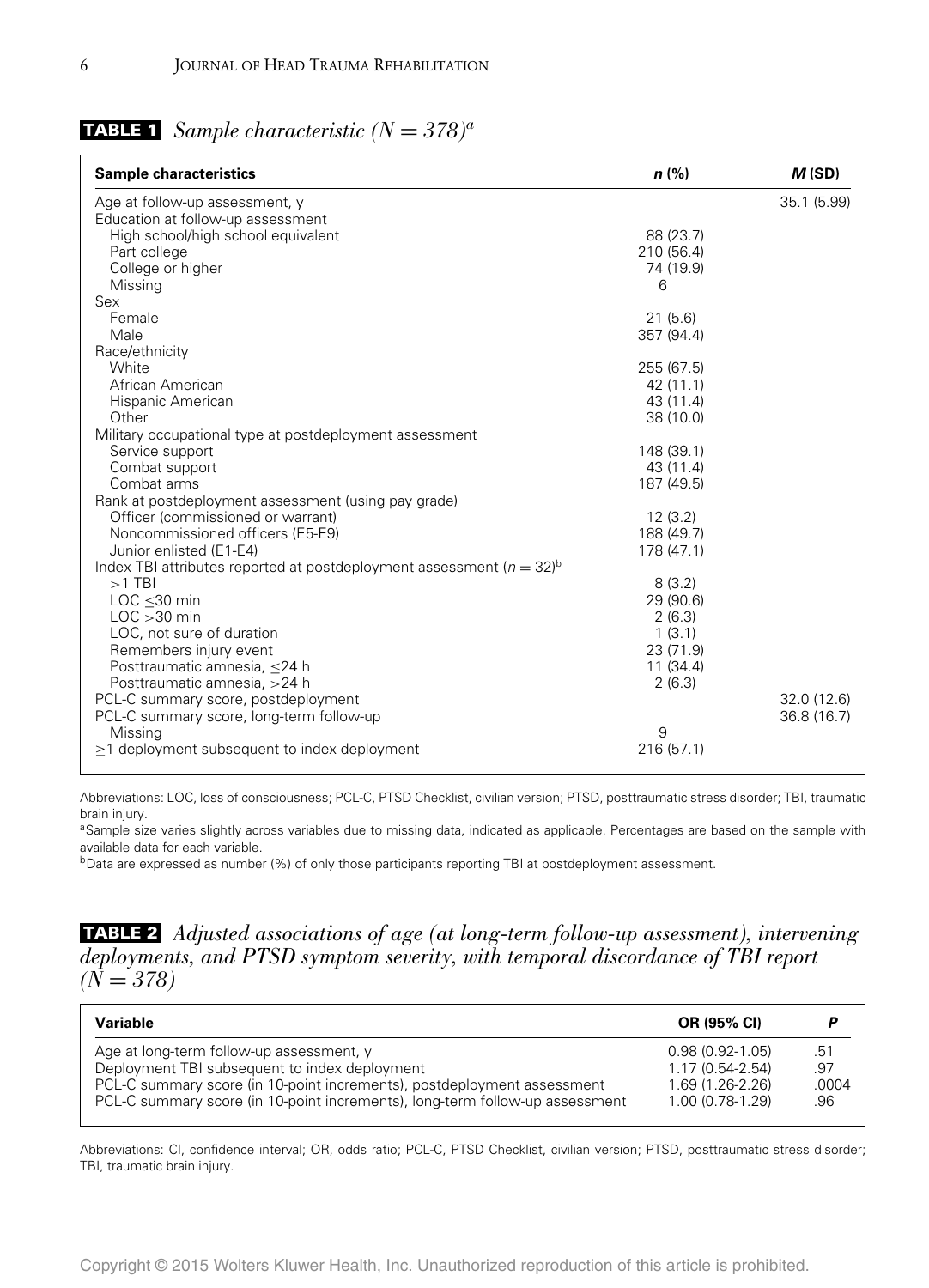**TABLE 1** *Sample characteristic (N = 378)*[a]

| Sample characteristics | n (%) | M (SD) |
|---|---|---|
| Age at follow-up assessment, y | | 35.1 (5.99) |
| Education at follow-up assessment | | |
| High school/high school equivalent | 88 (23.7) | |
| Part college | 210 (56.4) | |
| College or higher | 74 (19.9) | |
| Missing | 6 | |
| Sex | | |
| Female | 21 (5.6) | |
| Male | 357 (94.4) | |
| Race/ethnicity | | |
| White | 255 (67.5) | |
| African American | 42 (11.1) | |
| Hispanic American | 43 (11.4) | |
| Other | 38 (10.0) | |
| Military occupational type at postdeployment assessment | | |
| Service support | 148 (39.1) | |
| Combat support | 43 (11.4) | |
| Combat arms | 187 (49.5) | |
| Rank at postdeployment assessment (using pay grade) | | |
| Officer (commissioned or warrant) | 12 (3.2) | |
| Noncommissioned officers (E5-E9) | 188 (49.7) | |
| Junior enlisted (E1-E4) | 178 (47.1) | |
| Index TBI attributes reported at postdeployment assessment (n = 32)[b] | | |
| >1 TBI | 8 (3.2) | |
| LOC ≤30 min | 29 (90.6) | |
| LOC >30 min | 2 (6.3) | |
| LOC, not sure of duration | 1 (3.1) | |
| Remembers injury event | 23 (71.9) | |
| Posttraumatic amnesia, ≤24 h | 11 (34.4) | |
| Posttraumatic amnesia, >24 h | 2 (6.3) | |
| PCL-C summary score, postdeployment | | 32.0 (12.6) |
| PCL-C summary score, long-term follow-up | | 36.8 (16.7) |
| Missing | 9 | |
| ≥1 deployment subsequent to index deployment | 216 (57.1) | |

Abbreviations: LOC, loss of consciousness; PCL-C, PTSD Checklist, civilian version; PTSD, posttraumatic stress disorder; TBI, traumatic brain injury.

[a]Sample size varies slightly across variables due to missing data, indicated as applicable. Percentages are based on the sample with available data for each variable.

[b]Data are expressed as number (%) of only those participants reporting TBI at postdeployment assessment.

**TABLE 2** *Adjusted associations of age (at long-term follow-up assessment), intervening deployments, and PTSD symptom severity, with temporal discordance of TBI report (N = 378)*

| Variable | OR (95% CI) | P |
|---|---|---|
| Age at long-term follow-up assessment, y | 0.98 (0.92-1.05) | .51 |
| Deployment TBI subsequent to index deployment | 1.17 (0.54-2.54) | .97 |
| PCL-C summary score (in 10-point increments), postdeployment assessment | 1.69 (1.26-2.26) | .0004 |
| PCL-C summary score (in 10-point increments), long-term follow-up assessment | 1.00 (0.78-1.29) | .96 |

Abbreviations: CI, confidence interval; OR, odds ratio; PCL-C, PTSD Checklist, civilian version; PTSD, posttraumatic stress disorder; TBI, traumatic brain injury.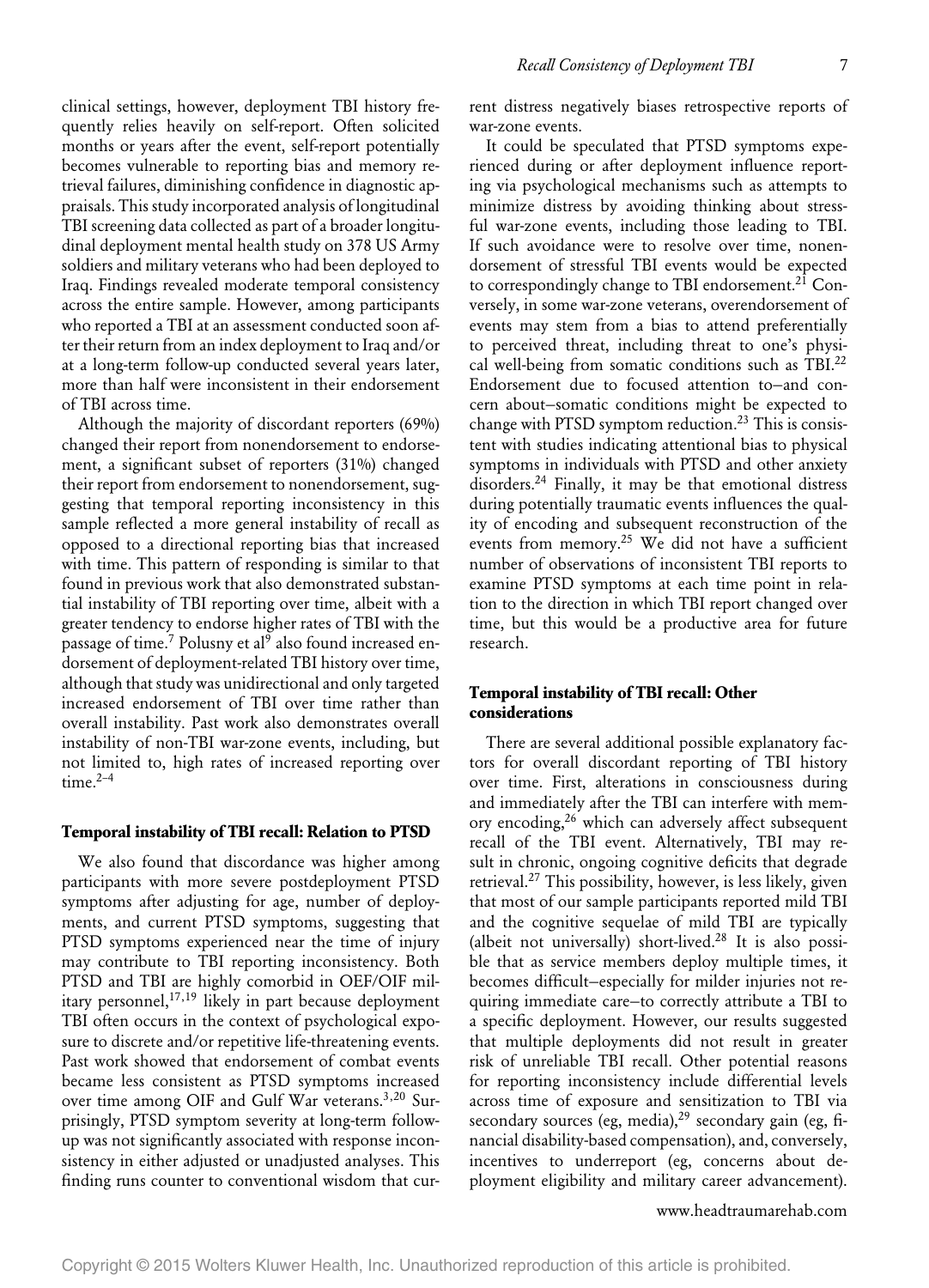clinical settings, however, deployment TBI history frequently relies heavily on self-report. Often solicited months or years after the event, self-report potentially becomes vulnerable to reporting bias and memory retrieval failures, diminishing confidence in diagnostic appraisals. This study incorporated analysis of longitudinal TBI screening data collected as part of a broader longitudinal deployment mental health study on 378 US Army soldiers and military veterans who had been deployed to Iraq. Findings revealed moderate temporal consistency across the entire sample. However, among participants who reported a TBI at an assessment conducted soon after their return from an index deployment to Iraq and/or at a long-term follow-up conducted several years later, more than half were inconsistent in their endorsement of TBI across time.

Although the majority of discordant reporters (69%) changed their report from nonendorsement to endorsement, a significant subset of reporters (31%) changed their report from endorsement to nonendorsement, suggesting that temporal reporting inconsistency in this sample reflected a more general instability of recall as opposed to a directional reporting bias that increased with time. This pattern of responding is similar to that found in previous work that also demonstrated substantial instability of TBI reporting over time, albeit with a greater tendency to endorse higher rates of TBI with the passage of time.[7] Polusny et al[9] also found increased endorsement of deployment-related TBI history over time, although that study was unidirectional and only targeted increased endorsement of TBI over time rather than overall instability. Past work also demonstrates overall instability of non-TBI war-zone events, including, but not limited to, high rates of increased reporting over time.[2–4]

#### Temporal instability of TBI recall: Relation to PTSD

We also found that discordance was higher among participants with more severe postdeployment PTSD symptoms after adjusting for age, number of deployments, and current PTSD symptoms, suggesting that PTSD symptoms experienced near the time of injury may contribute to TBI reporting inconsistency. Both PTSD and TBI are highly comorbid in OEF/OIF military personnel,[17,19] likely in part because deployment TBI often occurs in the context of psychological exposure to discrete and/or repetitive life-threatening events. Past work showed that endorsement of combat events became less consistent as PTSD symptoms increased over time among OIF and Gulf War veterans.[3,20] Surprisingly, PTSD symptom severity at long-term follow-up was not significantly associated with response inconsistency in either adjusted or unadjusted analyses. This finding runs counter to conventional wisdom that current distress negatively biases retrospective reports of war-zone events.

It could be speculated that PTSD symptoms experienced during or after deployment influence reporting via psychological mechanisms such as attempts to minimize distress by avoiding thinking about stressful war-zone events, including those leading to TBI. If such avoidance were to resolve over time, nonendorsement of stressful TBI events would be expected to correspondingly change to TBI endorsement.[21] Conversely, in some war-zone veterans, overendorsement of events may stem from a bias to attend preferentially to perceived threat, including threat to one's physical well-being from somatic conditions such as TBI.[22] Endorsement due to focused attention to—and concern about—somatic conditions might be expected to change with PTSD symptom reduction.[23] This is consistent with studies indicating attentional bias to physical symptoms in individuals with PTSD and other anxiety disorders.[24] Finally, it may be that emotional distress during potentially traumatic events influences the quality of encoding and subsequent reconstruction of the events from memory.[25] We did not have a sufficient number of observations of inconsistent TBI reports to examine PTSD symptoms at each time point in relation to the direction in which TBI report changed over time, but this would be a productive area for future research.

#### Temporal instability of TBI recall: Other considerations

There are several additional possible explanatory factors for overall discordant reporting of TBI history over time. First, alterations in consciousness during and immediately after the TBI can interfere with memory encoding,[26] which can adversely affect subsequent recall of the TBI event. Alternatively, TBI may result in chronic, ongoing cognitive deficits that degrade retrieval.[27] This possibility, however, is less likely, given that most of our sample participants reported mild TBI and the cognitive sequelae of mild TBI are typically (albeit not universally) short-lived.[28] It is also possible that as service members deploy multiple times, it becomes difficult—especially for milder injuries not requiring immediate care—to correctly attribute a TBI to a specific deployment. However, our results suggested that multiple deployments did not result in greater risk of unreliable TBI recall. Other potential reasons for reporting inconsistency include differential levels across time of exposure and sensitization to TBI via secondary sources (eg, media),[29] secondary gain (eg, financial disability-based compensation), and, conversely, incentives to underreport (eg, concerns about deployment eligibility and military career advancement).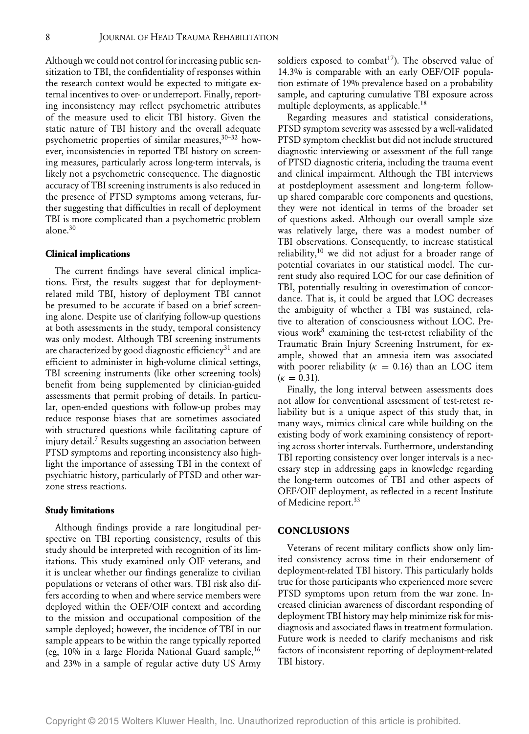Although we could not control for increasing public sensitization to TBI, the confidentiality of responses within the research context would be expected to mitigate external incentives to over- or underreport. Finally, reporting inconsistency may reflect psychometric attributes of the measure used to elicit TBI history. Given the static nature of TBI history and the overall adequate psychometric properties of similar measures,[30–32] however, inconsistencies in reported TBI history on screening measures, particularly across long-term intervals, is likely not a psychometric consequence. The diagnostic accuracy of TBI screening instruments is also reduced in the presence of PTSD symptoms among veterans, further suggesting that difficulties in recall of deployment TBI is more complicated than a psychometric problem alone.[30]

### Clinical implications

The current findings have several clinical implications. First, the results suggest that for deployment-related mild TBI, history of deployment TBI cannot be presumed to be accurate if based on a brief screening alone. Despite use of clarifying follow-up questions at both assessments in the study, temporal consistency was only modest. Although TBI screening instruments are characterized by good diagnostic efficiency[31] and are efficient to administer in high-volume clinical settings, TBI screening instruments (like other screening tools) benefit from being supplemented by clinician-guided assessments that permit probing of details. In particular, open-ended questions with follow-up probes may reduce response biases that are sometimes associated with structured questions while facilitating capture of injury detail.[7] Results suggesting an association between PTSD symptoms and reporting inconsistency also highlight the importance of assessing TBI in the context of psychiatric history, particularly of PTSD and other war-zone stress reactions.

### Study limitations

Although findings provide a rare longitudinal perspective on TBI reporting consistency, results of this study should be interpreted with recognition of its limitations. This study examined only OIF veterans, and it is unclear whether our findings generalize to civilian populations or veterans of other wars. TBI risk also differs according to when and where service members were deployed within the OEF/OIF context and according to the mission and occupational composition of the sample deployed; however, the incidence of TBI in our sample appears to be within the range typically reported (eg, 10% in a large Florida National Guard sample,[16] and 23% in a sample of regular active duty US Army soldiers exposed to combat[17]). The observed value of 14.3% is comparable with an early OEF/OIF population estimate of 19% prevalence based on a probability sample, and capturing cumulative TBI exposure across multiple deployments, as applicable.[18]

Regarding measures and statistical considerations, PTSD symptom severity was assessed by a well-validated PTSD symptom checklist but did not include structured diagnostic interviewing or assessment of the full range of PTSD diagnostic criteria, including the trauma event and clinical impairment. Although the TBI interviews at postdeployment assessment and long-term follow-up shared comparable core components and questions, they were not identical in terms of the broader set of questions asked. Although our overall sample size was relatively large, there was a modest number of TBI observations. Consequently, to increase statistical reliability,[10] we did not adjust for a broader range of potential covariates in our statistical model. The current study also required LOC for our case definition of TBI, potentially resulting in overestimation of concordance. That is, it could be argued that LOC decreases the ambiguity of whether a TBI was sustained, relative to alteration of consciousness without LOC. Previous work[8] examining the test-retest reliability of the Traumatic Brain Injury Screening Instrument, for example, showed that an amnesia item was associated with poorer reliability ($\kappa = 0.16$) than an LOC item ($\kappa = 0.31$).

Finally, the long interval between assessments does not allow for conventional assessment of test-retest reliability but is a unique aspect of this study that, in many ways, mimics clinical care while building on the existing body of work examining consistency of reporting across shorter intervals. Furthermore, understanding TBI reporting consistency over longer intervals is a necessary step in addressing gaps in knowledge regarding the long-term outcomes of TBI and other aspects of OEF/OIF deployment, as reflected in a recent Institute of Medicine report.[33]

## CONCLUSIONS

Veterans of recent military conflicts show only limited consistency across time in their endorsement of deployment-related TBI history. This particularly holds true for those participants who experienced more severe PTSD symptoms upon return from the war zone. Increased clinician awareness of discordant responding of deployment TBI history may help minimize risk for misdiagnosis and associated flaws in treatment formulation. Future work is needed to clarify mechanisms and risk factors of inconsistent reporting of deployment-related TBI history.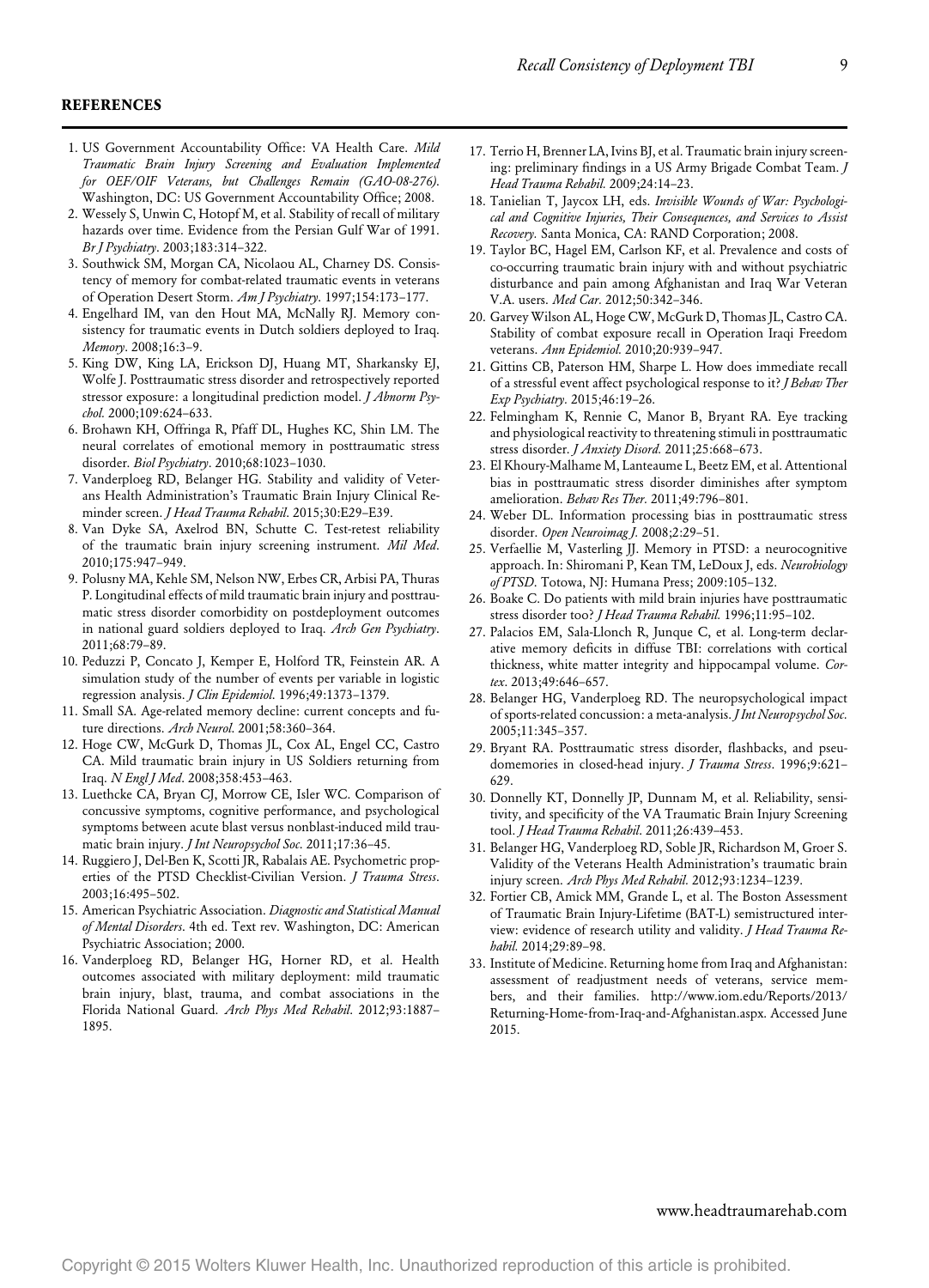## REFERENCES

1. US Government Accountability Office: VA Health Care. *Mild Traumatic Brain Injury Screening and Evaluation Implemented for OEF/OIF Veterans, but Challenges Remain (GAO-08-276).* Washington, DC: US Government Accountability Office; 2008.
2. Wessely S, Unwin C, Hotopf M, et al. Stability of recall of military hazards over time. Evidence from the Persian Gulf War of 1991. *Br J Psychiatry*. 2003;183:314–322.
3. Southwick SM, Morgan CA, Nicolaou AL, Charney DS. Consistency of memory for combat-related traumatic events in veterans of Operation Desert Storm. *Am J Psychiatry*. 1997;154:173–177.
4. Engelhard IM, van den Hout MA, McNally RJ. Memory consistency for traumatic events in Dutch soldiers deployed to Iraq. *Memory*. 2008;16:3–9.
5. King DW, King LA, Erickson DJ, Huang MT, Sharkansky EJ, Wolfe J. Posttraumatic stress disorder and retrospectively reported stressor exposure: a longitudinal prediction model. *J Abnorm Psychol.* 2000;109:624–633.
6. Brohawn KH, Offringa R, Pfaff DL, Hughes KC, Shin LM. The neural correlates of emotional memory in posttraumatic stress disorder. *Biol Psychiatry*. 2010;68:1023–1030.
7. Vanderploeg RD, Belanger HG. Stability and validity of Veterans Health Administration's Traumatic Brain Injury Clinical Reminder screen. *J Head Trauma Rehabil*. 2015;30:E29–E39.
8. Van Dyke SA, Axelrod BN, Schutte C. Test-retest reliability of the traumatic brain injury screening instrument. *Mil Med*. 2010;175:947–949.
9. Polusny MA, Kehle SM, Nelson NW, Erbes CR, Arbisi PA, Thuras P. Longitudinal effects of mild traumatic brain injury and posttraumatic stress disorder comorbidity on postdeployment outcomes in national guard soldiers deployed to Iraq. *Arch Gen Psychiatry*. 2011;68:79–89.
10. Peduzzi P, Concato J, Kemper E, Holford TR, Feinstein AR. A simulation study of the number of events per variable in logistic regression analysis. *J Clin Epidemiol*. 1996;49:1373–1379.
11. Small SA. Age-related memory decline: current concepts and future directions. *Arch Neurol*. 2001;58:360–364.
12. Hoge CW, McGurk D, Thomas JL, Cox AL, Engel CC, Castro CA. Mild traumatic brain injury in US Soldiers returning from Iraq. *N Engl J Med*. 2008;358:453–463.
13. Luethcke CA, Bryan CJ, Morrow CE, Isler WC. Comparison of concussive symptoms, cognitive performance, and psychological symptoms between acute blast versus nonblast-induced mild traumatic brain injury. *J Int Neuropsychol Soc*. 2011;17:36–45.
14. Ruggiero J, Del-Ben K, Scotti JR, Rabalais AE. Psychometric properties of the PTSD Checklist-Civilian Version. *J Trauma Stress*. 2003;16:495–502.
15. American Psychiatric Association. *Diagnostic and Statistical Manual of Mental Disorders*. 4th ed. Text rev. Washington, DC: American Psychiatric Association; 2000.
16. Vanderploeg RD, Belanger HG, Horner RD, et al. Health outcomes associated with military deployment: mild traumatic brain injury, blast, trauma, and combat associations in the Florida National Guard. *Arch Phys Med Rehabil*. 2012;93:1887–1895.
17. Terrio H, Brenner LA, Ivins BJ, et al. Traumatic brain injury screening: preliminary findings in a US Army Brigade Combat Team. *J Head Trauma Rehabil.* 2009;24:14–23.
18. Tanielian T, Jaycox LH, eds. *Invisible Wounds of War: Psychological and Cognitive Injuries, Their Consequences, and Services to Assist Recovery.* Santa Monica, CA: RAND Corporation; 2008.
19. Taylor BC, Hagel EM, Carlson KF, et al. Prevalence and costs of co-occurring traumatic brain injury with and without psychiatric disturbance and pain among Afghanistan and Iraq War Veteran V.A. users. *Med Car*. 2012;50:342–346.
20. Garvey Wilson AL, Hoge CW, McGurk D, Thomas JL, Castro CA. Stability of combat exposure recall in Operation Iraqi Freedom veterans. *Ann Epidemiol.* 2010;20:939–947.
21. Gittins CB, Paterson HM, Sharpe L. How does immediate recall of a stressful event affect psychological response to it? *J Behav Ther Exp Psychiatry*. 2015;46:19–26.
22. Felmingham K, Rennie C, Manor B, Bryant RA. Eye tracking and physiological reactivity to threatening stimuli in posttraumatic stress disorder. *J Anxiety Disord.* 2011;25:668–673.
23. El Khoury-Malhame M, Lanteaume L, Beetz EM, et al. Attentional bias in posttraumatic stress disorder diminishes after symptom amelioration. *Behav Res Ther*. 2011;49:796–801.
24. Weber DL. Information processing bias in posttraumatic stress disorder. *Open Neuroimag J.* 2008;2:29–51.
25. Verfaellie M, Vasterling JJ. Memory in PTSD: a neurocognitive approach. In: Shiromani P, Kean TM, LeDoux J, eds. *Neurobiology of PTSD*. Totowa, NJ: Humana Press; 2009:105–132.
26. Boake C. Do patients with mild brain injuries have posttraumatic stress disorder too? *J Head Trauma Rehabil.* 1996;11:95–102.
27. Palacios EM, Sala-Llonch R, Junque C, et al. Long-term declarative memory deficits in diffuse TBI: correlations with cortical thickness, white matter integrity and hippocampal volume. *Cortex*. 2013;49:646–657.
28. Belanger HG, Vanderploeg RD. The neuropsychological impact of sports-related concussion: a meta-analysis. *J Int Neuropsychol Soc*. 2005;11:345–357.
29. Bryant RA. Posttraumatic stress disorder, flashbacks, and pseudomemories in closed-head injury. *J Trauma Stress*. 1996;9:621–629.
30. Donnelly KT, Donnelly JP, Dunnam M, et al. Reliability, sensitivity, and specificity of the VA Traumatic Brain Injury Screening tool. *J Head Trauma Rehabil*. 2011;26:439–453.
31. Belanger HG, Vanderploeg RD, Soble JR, Richardson M, Groer S. Validity of the Veterans Health Administration's traumatic brain injury screen. *Arch Phys Med Rehabil*. 2012;93:1234–1239.
32. Fortier CB, Amick MM, Grande L, et al. The Boston Assessment of Traumatic Brain Injury-Lifetime (BAT-L) semistructured interview: evidence of research utility and validity. *J Head Trauma Rehabil.* 2014;29:89–98.
33. Institute of Medicine. Returning home from Iraq and Afghanistan: assessment of readjustment needs of veterans, service members, and their families. http://www.iom.edu/Reports/2013/Returning-Home-from-Iraq-and-Afghanistan.aspx. Accessed June 2015.